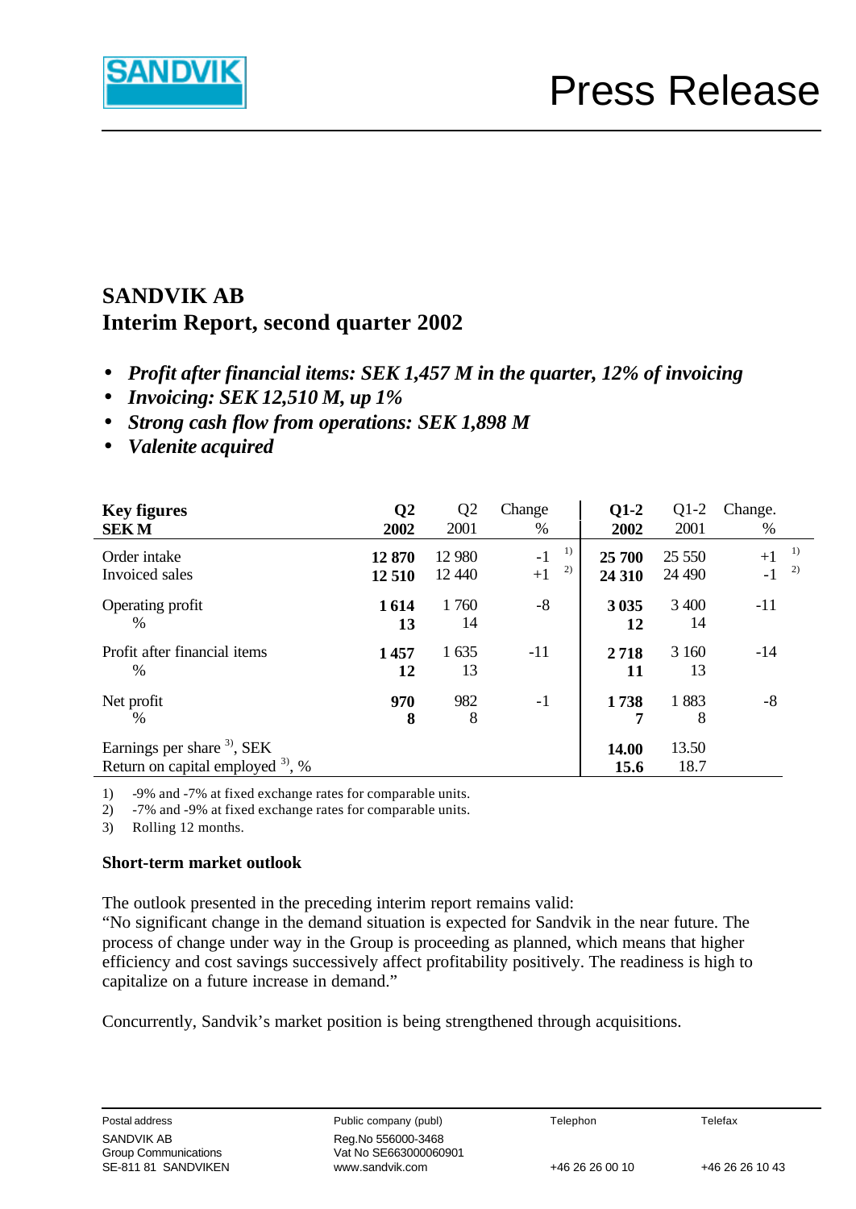SANDVIK

# Press Release

## SANDVIK AB
## Interim Report, second quarter 2002

- ***Profit after financial items: SEK 1,457 M in the quarter, 12% of invoicing***
- ***Invoicing: SEK 12,510 M, up 1%***
- ***Strong cash flow from operations: SEK 1,898 M***
- ***Valenite acquired***

| **Key figures SEK M** | **Q2 2002** | Q2 2001 | Change % | **Q1-2 2002** | Q1-2 2001 | Change. % |
|---|---|---|---|---|---|---|
| Order intake | **12 870** | 12 980 | -1 [1] | **25 700** | 25 550 | +1 [1] |
| Invoiced sales | **12 510** | 12 440 | +1 [2] | **24 310** | 24 490 | -1 [2] |
| Operating profit | **1 614** | 1 760 | -8 | **3 035** | 3 400 | -11 |
| % | **13** | 14 | | **12** | 14 | |
| Profit after financial items | **1 457** | 1 635 | -11 | **2 718** | 3 160 | -14 |
| % | **12** | 13 | | **11** | 13 | |
| Net profit | **970** | 982 | -1 | **1 738** | 1 883 | -8 |
| % | **8** | 8 | | **7** | 8 | |
| Earnings per share [3], SEK | | | | **14.00** | 13.50 | |
| Return on capital employed [3], % | | | | **15.6** | 18.7 | |

1) -9% and -7% at fixed exchange rates for comparable units.
2) -7% and -9% at fixed exchange rates for comparable units.
3) Rolling 12 months.

**Short-term market outlook**

The outlook presented in the preceding interim report remains valid:
"No significant change in the demand situation is expected for Sandvik in the near future. The process of change under way in the Group is proceeding as planned, which means that higher efficiency and cost savings successively affect profitability positively. The readiness is high to capitalize on a future increase in demand."

Concurrently, Sandvik's market position is being strengthened through acquisitions.

| Postal address | Public company (publ) | Telephon | Telefax |
|---|---|---|---|
| SANDVIK AB<br>Group Communications<br>SE-811 81 SANDVIKEN | Reg.No 556000-3468<br>Vat No SE663000060901<br>www.sandvik.com | +46 26 26 00 10 | +46 26 26 10 43 |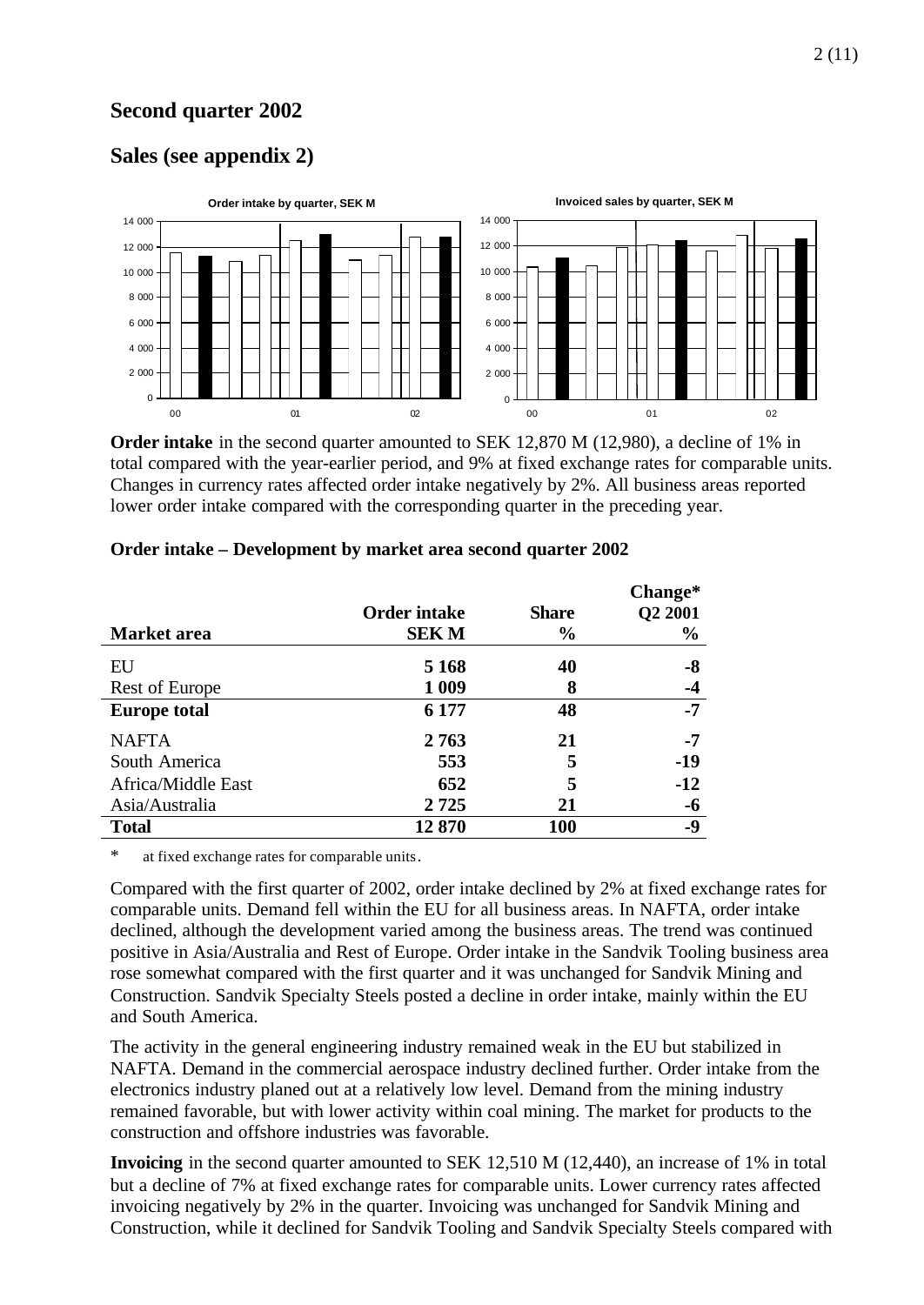## Second quarter 2002

## Sales (see appendix 2)

**Order intake** in the second quarter amounted to SEK 12,870 M (12,980), a decline of 1% in total compared with the year-earlier period, and 9% at fixed exchange rates for comparable units. Changes in currency rates affected order intake negatively by 2%. All business areas reported lower order intake compared with the corresponding quarter in the preceding year.

**Order intake – Development by market area second quarter 2002**

| Market area | Order intake SEK M | Share % | Change* Q2 2001 % |
|---|---|---|---|
| EU | **5 168** | **40** | **-8** |
| Rest of Europe | **1 009** | **8** | **-4** |
| **Europe total** | **6 177** | **48** | **-7** |
| NAFTA | **2 763** | **21** | **-7** |
| South America | **553** | **5** | **-19** |
| Africa/Middle East | **652** | **5** | **-12** |
| Asia/Australia | **2 725** | **21** | **-6** |
| **Total** | **12 870** | **100** | **-9** |

\* at fixed exchange rates for comparable units.

Compared with the first quarter of 2002, order intake declined by 2% at fixed exchange rates for comparable units. Demand fell within the EU for all business areas. In NAFTA, order intake declined, although the development varied among the business areas. The trend was continued positive in Asia/Australia and Rest of Europe. Order intake in the Sandvik Tooling business area rose somewhat compared with the first quarter and it was unchanged for Sandvik Mining and Construction. Sandvik Specialty Steels posted a decline in order intake, mainly within the EU and South America.

The activity in the general engineering industry remained weak in the EU but stabilized in NAFTA. Demand in the commercial aerospace industry declined further. Order intake from the electronics industry planed out at a relatively low level. Demand from the mining industry remained favorable, but with lower activity within coal mining. The market for products to the construction and offshore industries was favorable.

**Invoicing** in the second quarter amounted to SEK 12,510 M (12,440), an increase of 1% in total but a decline of 7% at fixed exchange rates for comparable units. Lower currency rates affected invoicing negatively by 2% in the quarter. Invoicing was unchanged for Sandvik Mining and Construction, while it declined for Sandvik Tooling and Sandvik Specialty Steels compared with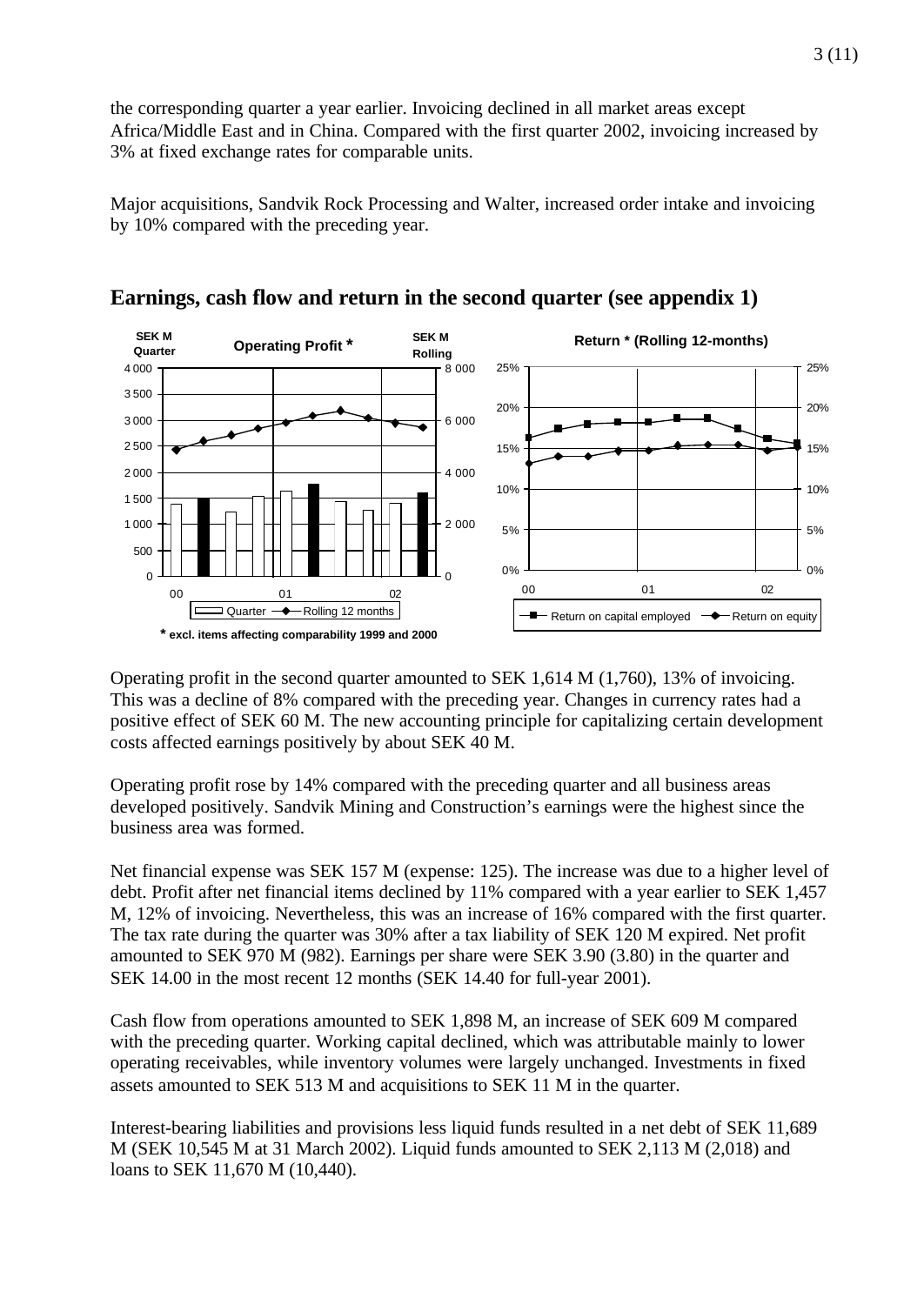the corresponding quarter a year earlier. Invoicing declined in all market areas except Africa/Middle East and in China. Compared with the first quarter 2002, invoicing increased by 3% at fixed exchange rates for comparable units.

Major acquisitions, Sandvik Rock Processing and Walter, increased order intake and invoicing by 10% compared with the preceding year.

## Earnings, cash flow and return in the second quarter (see appendix 1)

\* excl. items affecting comparability 1999 and 2000

Operating profit in the second quarter amounted to SEK 1,614 M (1,760), 13% of invoicing. This was a decline of 8% compared with the preceding year. Changes in currency rates had a positive effect of SEK 60 M. The new accounting principle for capitalizing certain development costs affected earnings positively by about SEK 40 M.

Operating profit rose by 14% compared with the preceding quarter and all business areas developed positively. Sandvik Mining and Construction's earnings were the highest since the business area was formed.

Net financial expense was SEK 157 M (expense: 125). The increase was due to a higher level of debt. Profit after net financial items declined by 11% compared with a year earlier to SEK 1,457 M, 12% of invoicing. Nevertheless, this was an increase of 16% compared with the first quarter. The tax rate during the quarter was 30% after a tax liability of SEK 120 M expired. Net profit amounted to SEK 970 M (982). Earnings per share were SEK 3.90 (3.80) in the quarter and SEK 14.00 in the most recent 12 months (SEK 14.40 for full-year 2001).

Cash flow from operations amounted to SEK 1,898 M, an increase of SEK 609 M compared with the preceding quarter. Working capital declined, which was attributable mainly to lower operating receivables, while inventory volumes were largely unchanged. Investments in fixed assets amounted to SEK 513 M and acquisitions to SEK 11 M in the quarter.

Interest-bearing liabilities and provisions less liquid funds resulted in a net debt of SEK 11,689 M (SEK 10,545 M at 31 March 2002). Liquid funds amounted to SEK 2,113 M (2,018) and loans to SEK 11,670 M (10,440).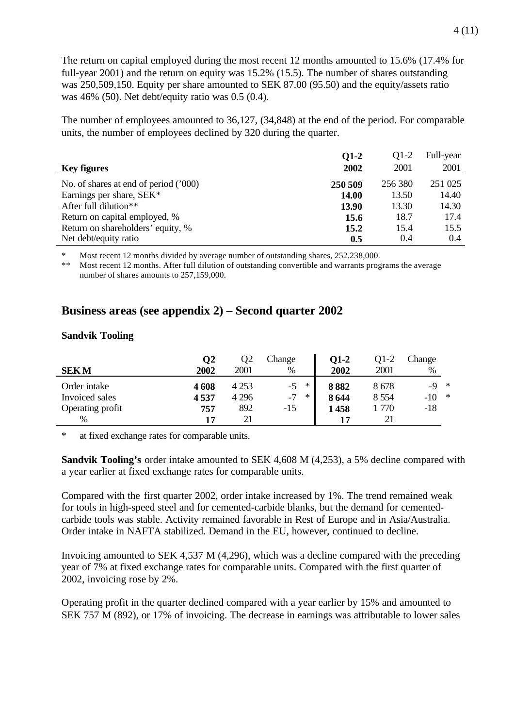The return on capital employed during the most recent 12 months amounted to 15.6% (17.4% for full-year 2001) and the return on equity was 15.2% (15.5). The number of shares outstanding was 250,509,150. Equity per share amounted to SEK 87.00 (95.50) and the equity/assets ratio was 46% (50). Net debt/equity ratio was 0.5 (0.4).

The number of employees amounted to 36,127, (34,848) at the end of the period. For comparable units, the number of employees declined by 320 during the quarter.

| Key figures | **Q1-2 2002** | Q1-2 2001 | Full-year 2001 |
|---|---|---|---|
| No. of shares at end of period ('000) | **250 509** | 256 380 | 251 025 |
| Earnings per share, SEK* | **14.00** | 13.50 | 14.40 |
| After full dilution** | **13.90** | 13.30 | 14.30 |
| Return on capital employed, % | **15.6** | 18.7 | 17.4 |
| Return on shareholders' equity, % | **15.2** | 15.4 | 15.5 |
| Net debt/equity ratio | **0.5** | 0.4 | 0.4 |

\* Most recent 12 months divided by average number of outstanding shares, 252,238,000.
\*\* Most recent 12 months. After full dilution of outstanding convertible and warrants programs the average number of shares amounts to 257,159,000.

## Business areas (see appendix 2) – Second quarter 2002

### Sandvik Tooling

| SEK M | **Q2 2002** | Q2 2001 | Change % | | **Q1-2 2002** | Q1-2 2001 | Change % | |
|---|---|---|---|---|---|---|---|---|
| Order intake | **4 608** | 4 253 | -5 | * | **8 882** | 8 678 | -9 | * |
| Invoiced sales | **4 537** | 4 296 | -7 | * | **8 644** | 8 554 | -10 | * |
| Operating profit | **757** | 892 | -15 | | **1 458** | 1 770 | -18 | |
| % | **17** | 21 | | | **17** | 21 | | |

\* at fixed exchange rates for comparable units.

**Sandvik Tooling's** order intake amounted to SEK 4,608 M (4,253), a 5% decline compared with a year earlier at fixed exchange rates for comparable units.

Compared with the first quarter 2002, order intake increased by 1%. The trend remained weak for tools in high-speed steel and for cemented-carbide blanks, but the demand for cemented-carbide tools was stable. Activity remained favorable in Rest of Europe and in Asia/Australia. Order intake in NAFTA stabilized. Demand in the EU, however, continued to decline.

Invoicing amounted to SEK 4,537 M (4,296), which was a decline compared with the preceding year of 7% at fixed exchange rates for comparable units. Compared with the first quarter of 2002, invoicing rose by 2%.

Operating profit in the quarter declined compared with a year earlier by 15% and amounted to SEK 757 M (892), or 17% of invoicing. The decrease in earnings was attributable to lower sales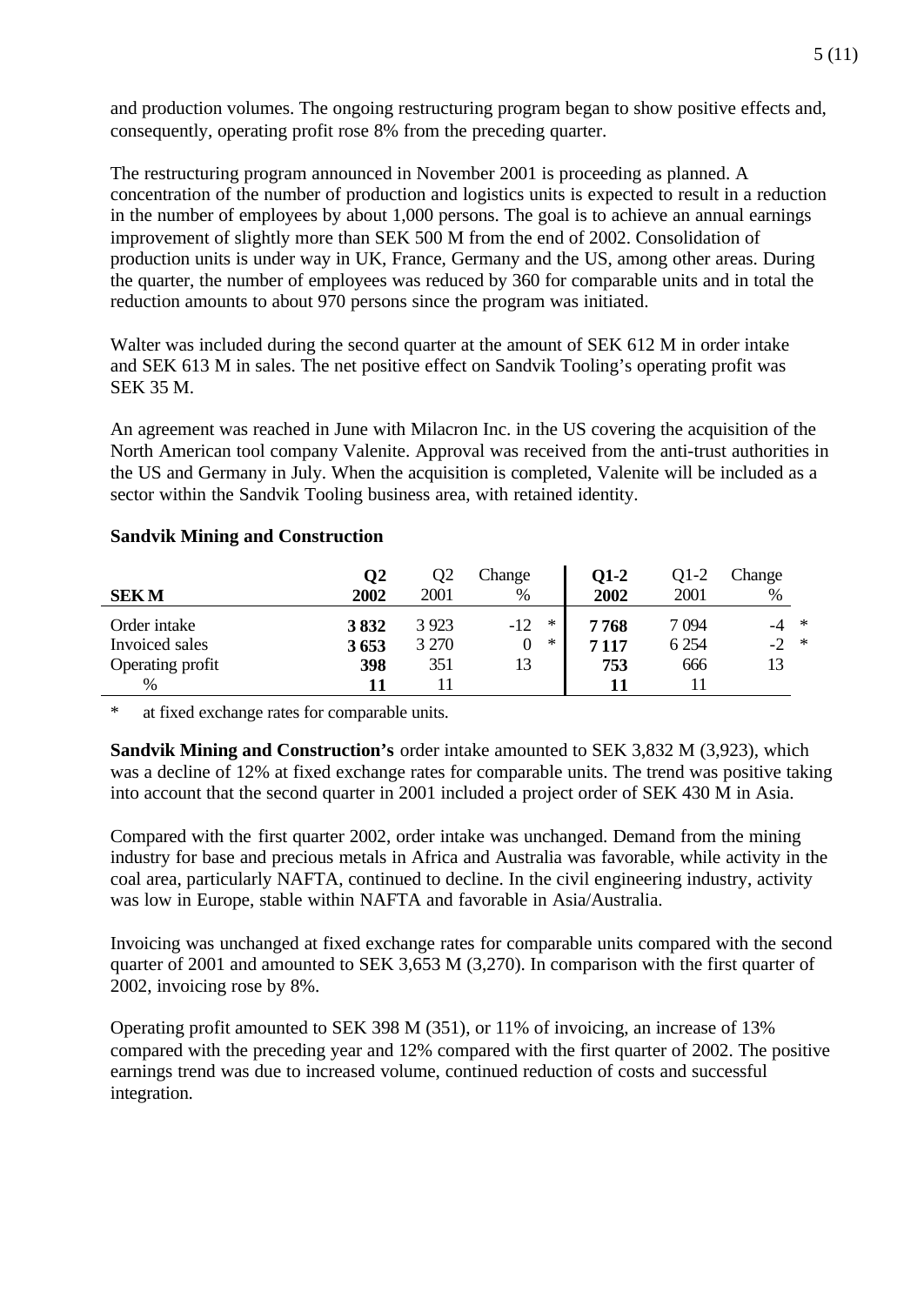and production volumes. The ongoing restructuring program began to show positive effects and, consequently, operating profit rose 8% from the preceding quarter.

The restructuring program announced in November 2001 is proceeding as planned. A concentration of the number of production and logistics units is expected to result in a reduction in the number of employees by about 1,000 persons. The goal is to achieve an annual earnings improvement of slightly more than SEK 500 M from the end of 2002. Consolidation of production units is under way in UK, France, Germany and the US, among other areas. During the quarter, the number of employees was reduced by 360 for comparable units and in total the reduction amounts to about 970 persons since the program was initiated.

Walter was included during the second quarter at the amount of SEK 612 M in order intake and SEK 613 M in sales. The net positive effect on Sandvik Tooling's operating profit was SEK 35 M.

An agreement was reached in June with Milacron Inc. in the US covering the acquisition of the North American tool company Valenite. Approval was received from the anti-trust authorities in the US and Germany in July. When the acquisition is completed, Valenite will be included as a sector within the Sandvik Tooling business area, with retained identity.

**Sandvik Mining and Construction**

| SEK M | **Q2 2002** | Q2 2001 | Change % | **Q1-2 2002** | Q1-2 2001 | Change % |
|---|---|---|---|---|---|---|
| Order intake | **3 832** | 3 923 | -12 * | **7 768** | 7 094 | -4 * |
| Invoiced sales | **3 653** | 3 270 | 0 * | **7 117** | 6 254 | -2 * |
| Operating profit | **398** | 351 | 13 | **753** | 666 | 13 |
| % | **11** | 11 | | **11** | 11 | |

\* at fixed exchange rates for comparable units.

**Sandvik Mining and Construction's** order intake amounted to SEK 3,832 M (3,923), which was a decline of 12% at fixed exchange rates for comparable units. The trend was positive taking into account that the second quarter in 2001 included a project order of SEK 430 M in Asia.

Compared with the first quarter 2002, order intake was unchanged. Demand from the mining industry for base and precious metals in Africa and Australia was favorable, while activity in the coal area, particularly NAFTA, continued to decline. In the civil engineering industry, activity was low in Europe, stable within NAFTA and favorable in Asia/Australia.

Invoicing was unchanged at fixed exchange rates for comparable units compared with the second quarter of 2001 and amounted to SEK 3,653 M (3,270). In comparison with the first quarter of 2002, invoicing rose by 8%.

Operating profit amounted to SEK 398 M (351), or 11% of invoicing, an increase of 13% compared with the preceding year and 12% compared with the first quarter of 2002. The positive earnings trend was due to increased volume, continued reduction of costs and successful integration.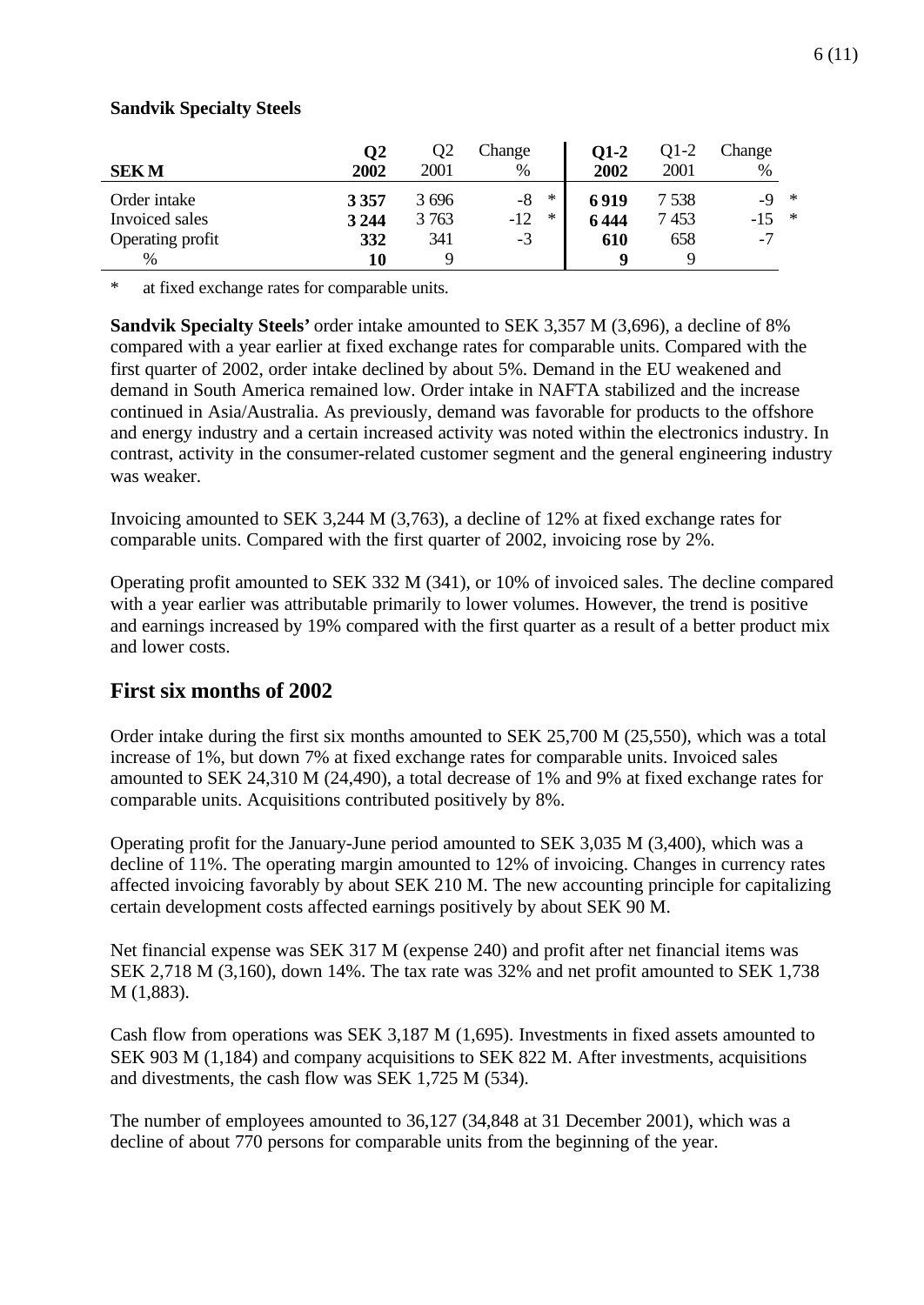**Sandvik Specialty Steels**

| SEK M | Q2 2002 | Q2 2001 | Change % | | Q1-2 2002 | Q1-2 2001 | Change % | |
|---|---|---|---|---|---|---|---|---|
| Order intake | **3 357** | 3 696 | -8 | * | **6 919** | 7 538 | -9 | * |
| Invoiced sales | **3 244** | 3 763 | -12 | * | **6 444** | 7 453 | -15 | * |
| Operating profit | **332** | 341 | -3 | | **610** | 658 | -7 | |
| % | **10** | 9 | | | **9** | 9 | | |

\* at fixed exchange rates for comparable units.

**Sandvik Specialty Steels'** order intake amounted to SEK 3,357 M (3,696), a decline of 8% compared with a year earlier at fixed exchange rates for comparable units. Compared with the first quarter of 2002, order intake declined by about 5%. Demand in the EU weakened and demand in South America remained low. Order intake in NAFTA stabilized and the increase continued in Asia/Australia. As previously, demand was favorable for products to the offshore and energy industry and a certain increased activity was noted within the electronics industry. In contrast, activity in the consumer-related customer segment and the general engineering industry was weaker.

Invoicing amounted to SEK 3,244 M (3,763), a decline of 12% at fixed exchange rates for comparable units. Compared with the first quarter of 2002, invoicing rose by 2%.

Operating profit amounted to SEK 332 M (341), or 10% of invoiced sales. The decline compared with a year earlier was attributable primarily to lower volumes. However, the trend is positive and earnings increased by 19% compared with the first quarter as a result of a better product mix and lower costs.

## First six months of 2002

Order intake during the first six months amounted to SEK 25,700 M (25,550), which was a total increase of 1%, but down 7% at fixed exchange rates for comparable units. Invoiced sales amounted to SEK 24,310 M (24,490), a total decrease of 1% and 9% at fixed exchange rates for comparable units. Acquisitions contributed positively by 8%.

Operating profit for the January-June period amounted to SEK 3,035 M (3,400), which was a decline of 11%. The operating margin amounted to 12% of invoicing. Changes in currency rates affected invoicing favorably by about SEK 210 M. The new accounting principle for capitalizing certain development costs affected earnings positively by about SEK 90 M.

Net financial expense was SEK 317 M (expense 240) and profit after net financial items was SEK 2,718 M (3,160), down 14%. The tax rate was 32% and net profit amounted to SEK 1,738 M (1,883).

Cash flow from operations was SEK 3,187 M (1,695). Investments in fixed assets amounted to SEK 903 M (1,184) and company acquisitions to SEK 822 M. After investments, acquisitions and divestments, the cash flow was SEK 1,725 M (534).

The number of employees amounted to 36,127 (34,848 at 31 December 2001), which was a decline of about 770 persons for comparable units from the beginning of the year.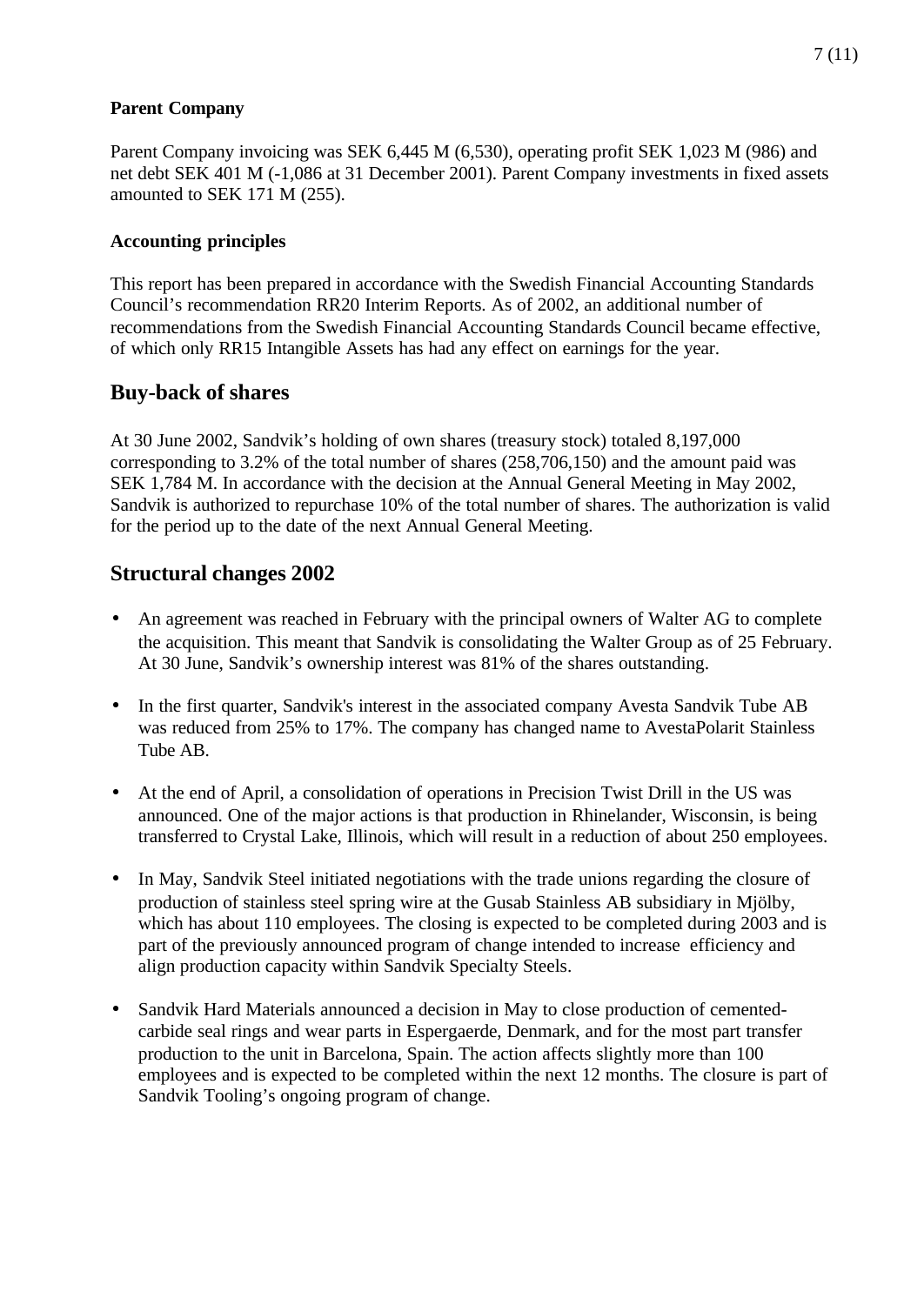**Parent Company**

Parent Company invoicing was SEK 6,445 M (6,530), operating profit SEK 1,023 M (986) and net debt SEK 401 M (-1,086 at 31 December 2001). Parent Company investments in fixed assets amounted to SEK 171 M (255).

**Accounting principles**

This report has been prepared in accordance with the Swedish Financial Accounting Standards Council's recommendation RR20 Interim Reports. As of 2002, an additional number of recommendations from the Swedish Financial Accounting Standards Council became effective, of which only RR15 Intangible Assets has had any effect on earnings for the year.

## Buy-back of shares

At 30 June 2002, Sandvik's holding of own shares (treasury stock) totaled 8,197,000 corresponding to 3.2% of the total number of shares (258,706,150) and the amount paid was SEK 1,784 M. In accordance with the decision at the Annual General Meeting in May 2002, Sandvik is authorized to repurchase 10% of the total number of shares. The authorization is valid for the period up to the date of the next Annual General Meeting.

## Structural changes 2002

- An agreement was reached in February with the principal owners of Walter AG to complete the acquisition. This meant that Sandvik is consolidating the Walter Group as of 25 February. At 30 June, Sandvik's ownership interest was 81% of the shares outstanding.

- In the first quarter, Sandvik's interest in the associated company Avesta Sandvik Tube AB was reduced from 25% to 17%. The company has changed name to AvestaPolarit Stainless Tube AB.

- At the end of April, a consolidation of operations in Precision Twist Drill in the US was announced. One of the major actions is that production in Rhinelander, Wisconsin, is being transferred to Crystal Lake, Illinois, which will result in a reduction of about 250 employees.

- In May, Sandvik Steel initiated negotiations with the trade unions regarding the closure of production of stainless steel spring wire at the Gusab Stainless AB subsidiary in Mjölby, which has about 110 employees. The closing is expected to be completed during 2003 and is part of the previously announced program of change intended to increase efficiency and align production capacity within Sandvik Specialty Steels.

- Sandvik Hard Materials announced a decision in May to close production of cemented-carbide seal rings and wear parts in Espergaerde, Denmark, and for the most part transfer production to the unit in Barcelona, Spain. The action affects slightly more than 100 employees and is expected to be completed within the next 12 months. The closure is part of Sandvik Tooling's ongoing program of change.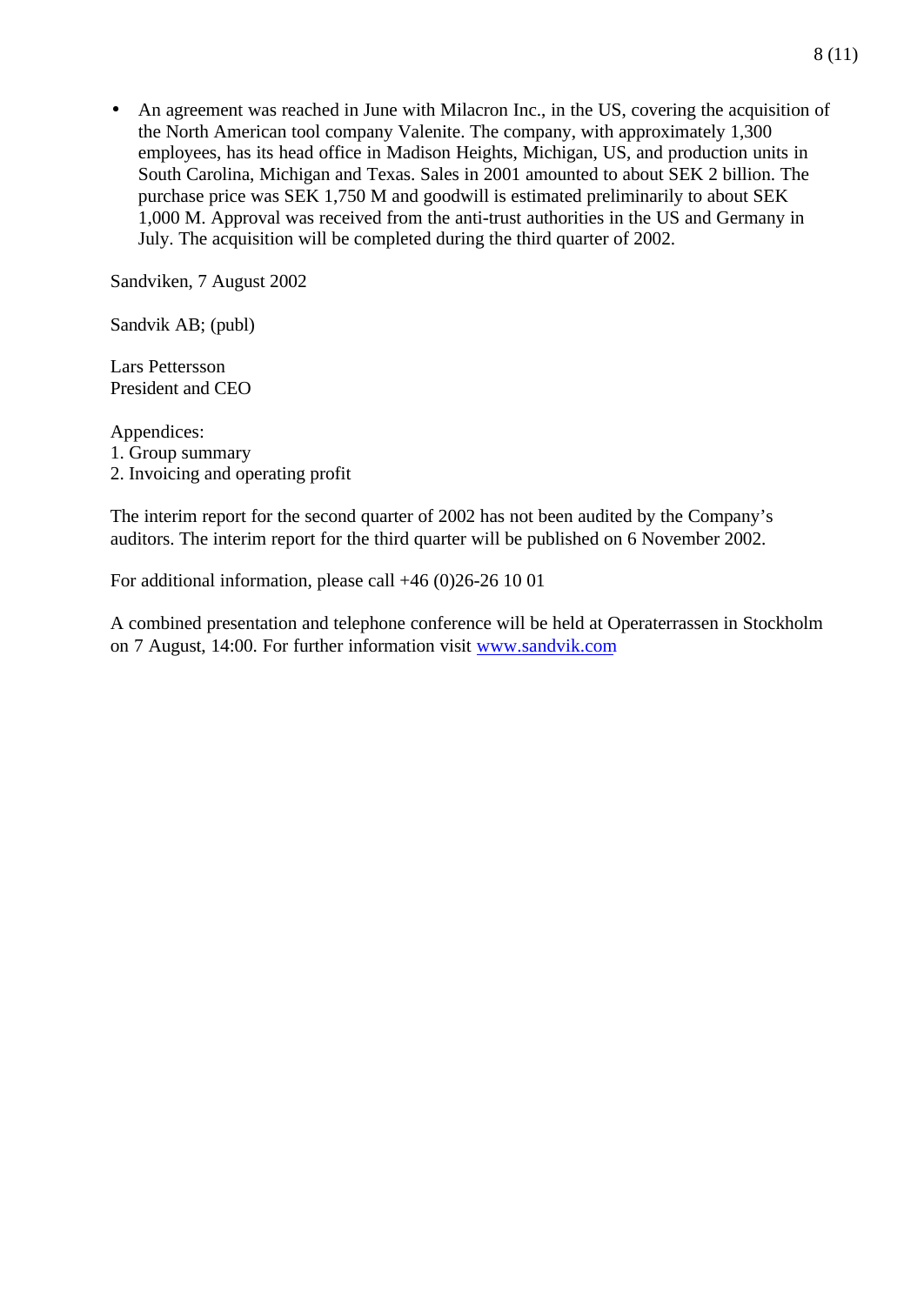- An agreement was reached in June with Milacron Inc., in the US, covering the acquisition of the North American tool company Valenite. The company, with approximately 1,300 employees, has its head office in Madison Heights, Michigan, US, and production units in South Carolina, Michigan and Texas. Sales in 2001 amounted to about SEK 2 billion. The purchase price was SEK 1,750 M and goodwill is estimated preliminarily to about SEK 1,000 M. Approval was received from the anti-trust authorities in the US and Germany in July. The acquisition will be completed during the third quarter of 2002.

Sandviken, 7 August 2002

Sandvik AB; (publ)

Lars Pettersson
President and CEO

Appendices:
1. Group summary
2. Invoicing and operating profit

The interim report for the second quarter of 2002 has not been audited by the Company's auditors. The interim report for the third quarter will be published on 6 November 2002.

For additional information, please call +46 (0)26-26 10 01

A combined presentation and telephone conference will be held at Operaterrassen in Stockholm on 7 August, 14:00. For further information visit [www.sandvik.com](http://www.sandvik.com)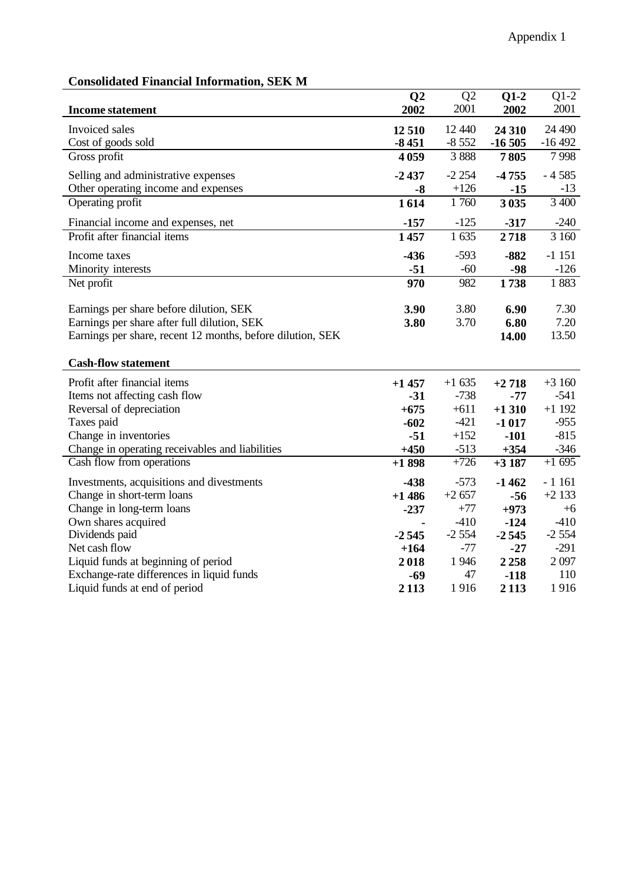Appendix 1

## Consolidated Financial Information, SEK M

| Income statement | **Q2 2002** | Q2 2001 | **Q1-2 2002** | Q1-2 2001 |
|---|---|---|---|---|
| Invoiced sales | **12 510** | 12 440 | **24 310** | 24 490 |
| Cost of goods sold | **-8 451** | -8 552 | **-16 505** | -16 492 |
| Gross profit | **4 059** | 3 888 | **7 805** | 7 998 |
| Selling and administrative expenses | **-2 437** | -2 254 | **-4 755** | - 4 585 |
| Other operating income and expenses | **-8** | +126 | **-15** | -13 |
| Operating profit | **1 614** | 1 760 | **3 035** | 3 400 |
| Financial income and expenses, net | **-157** | -125 | **-317** | -240 |
| Profit after financial items | **1 457** | 1 635 | **2 718** | 3 160 |
| Income taxes | **-436** | -593 | **-882** | -1 151 |
| Minority interests | **-51** | -60 | **-98** | -126 |
| Net profit | **970** | 982 | **1 738** | 1 883 |
| Earnings per share before dilution, SEK | **3.90** | 3.80 | **6.90** | 7.30 |
| Earnings per share after full dilution, SEK | **3.80** | 3.70 | **6.80** | 7.20 |
| Earnings per share, recent 12 months, before dilution, SEK | | | **14.00** | 13.50 |

| Cash-flow statement | **Q2 2002** | Q2 2001 | **Q1-2 2002** | Q1-2 2001 |
|---|---|---|---|---|
| Profit after financial items | **+1 457** | +1 635 | **+2 718** | +3 160 |
| Items not affecting cash flow | **-31** | -738 | **-77** | -541 |
| Reversal of depreciation | **+675** | +611 | **+1 310** | +1 192 |
| Taxes paid | **-602** | -421 | **-1 017** | -955 |
| Change in inventories | **-51** | +152 | **-101** | -815 |
| Change in operating receivables and liabilities | **+450** | -513 | **+354** | -346 |
| Cash flow from operations | **+1 898** | +726 | **+3 187** | +1 695 |
| Investments, acquisitions and divestments | **-438** | -573 | **-1 462** | - 1 161 |
| Change in short-term loans | **+1 486** | +2 657 | **-56** | +2 133 |
| Change in long-term loans | **-237** | +77 | **+973** | +6 |
| Own shares acquired | **-** | -410 | **-124** | -410 |
| Dividends paid | **-2 545** | -2 554 | **-2 545** | -2 554 |
| Net cash flow | **+164** | -77 | **-27** | -291 |
| Liquid funds at beginning of period | **2 018** | 1 946 | **2 258** | 2 097 |
| Exchange-rate differences in liquid funds | **-69** | 47 | **-118** | 110 |
| Liquid funds at end of period | **2 113** | 1 916 | **2 113** | 1 916 |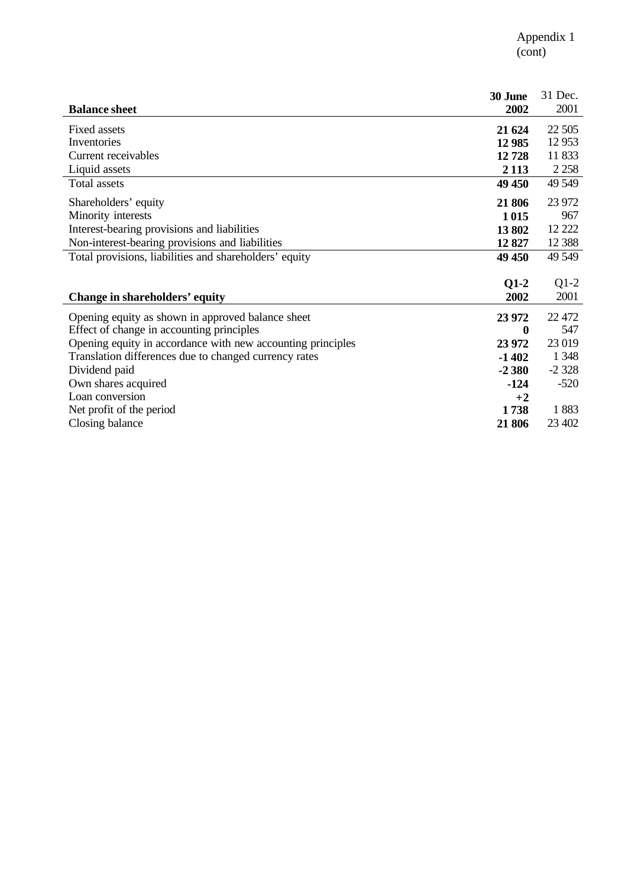Appendix 1
(cont)

| Balance sheet | 30 June 2002 | 31 Dec. 2001 |
|---|---|---|
| Fixed assets | **21 624** | 22 505 |
| Inventories | **12 985** | 12 953 |
| Current receivables | **12 728** | 11 833 |
| Liquid assets | **2 113** | 2 258 |
| Total assets | **49 450** | 49 549 |
| Shareholders' equity | **21 806** | 23 972 |
| Minority interests | **1 015** | 967 |
| Interest-bearing provisions and liabilities | **13 802** | 12 222 |
| Non-interest-bearing provisions and liabilities | **12 827** | 12 388 |
| Total provisions, liabilities and shareholders' equity | **49 450** | 49 549 |

| Change in shareholders' equity | Q1-2 2002 | Q1-2 2001 |
|---|---|---|
| Opening equity as shown in approved balance sheet | **23 972** | 22 472 |
| Effect of change in accounting principles | **0** | 547 |
| Opening equity in accordance with new accounting principles | **23 972** | 23 019 |
| Translation differences due to changed currency rates | **-1 402** | 1 348 |
| Dividend paid | **-2 380** | -2 328 |
| Own shares acquired | **-124** | -520 |
| Loan conversion | **+2** | |
| Net profit of the period | **1 738** | 1 883 |
| Closing balance | **21 806** | 23 402 |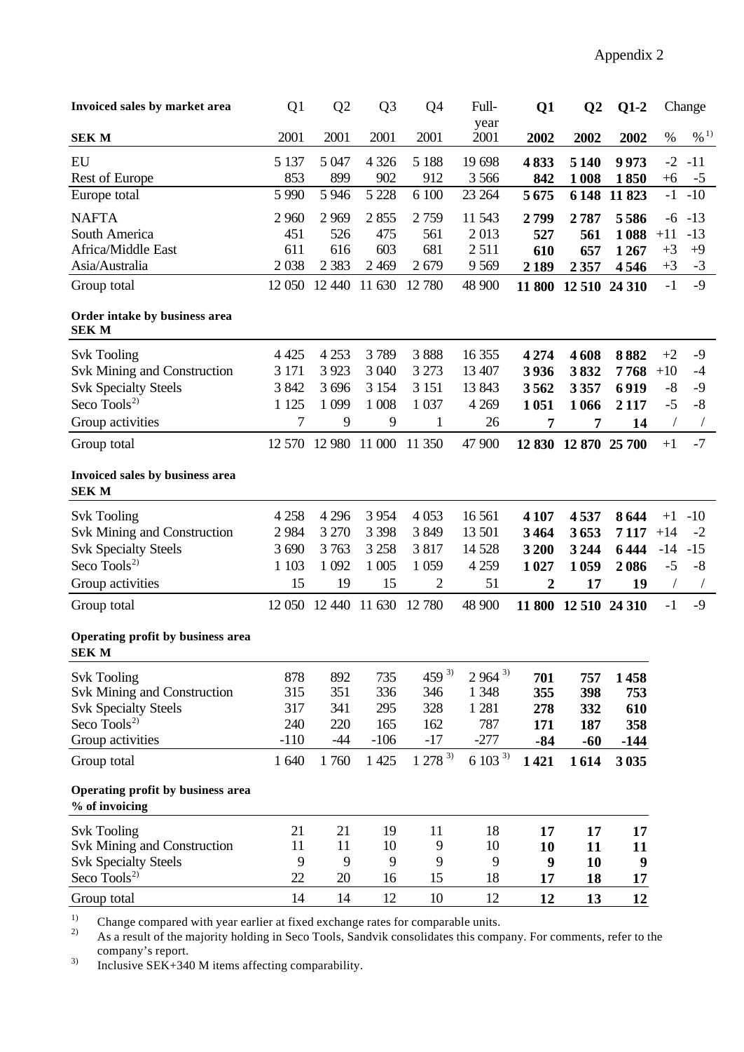Appendix 2

| Invoiced sales by market area | Q1 | Q2 | Q3 | Q4 | Full-year | **Q1** | **Q2** | **Q1-2** | Change | |
|---|---|---|---|---|---|---|---|---|---|---|
| **SEK M** | 2001 | 2001 | 2001 | 2001 | 2001 | **2002** | **2002** | **2002** | % | % [1] |
| EU | 5 137 | 5 047 | 4 326 | 5 188 | 19 698 | **4 833** | **5 140** | **9 973** | -2 | -11 |
| Rest of Europe | 853 | 899 | 902 | 912 | 3 566 | **842** | **1 008** | **1 850** | +6 | -5 |
| Europe total | 5 990 | 5 946 | 5 228 | 6 100 | 23 264 | **5 675** | **6 148** | **11 823** | -1 | -10 |
| NAFTA | 2 960 | 2 969 | 2 855 | 2 759 | 11 543 | **2 799** | **2 787** | **5 586** | -6 | -13 |
| South America | 451 | 526 | 475 | 561 | 2 013 | **527** | **561** | **1 088** | +11 | -13 |
| Africa/Middle East | 611 | 616 | 603 | 681 | 2 511 | **610** | **657** | **1 267** | +3 | +9 |
| Asia/Australia | 2 038 | 2 383 | 2 469 | 2 679 | 9 569 | **2 189** | **2 357** | **4 546** | +3 | -3 |
| Group total | 12 050 | 12 440 | 11 630 | 12 780 | 48 900 | **11 800** | **12 510** | **24 310** | -1 | -9 |
| **Order intake by business area SEK M** | | | | | | | | | | |
| Svk Tooling | 4 425 | 4 253 | 3 789 | 3 888 | 16 355 | **4 274** | **4 608** | **8 882** | +2 | -9 |
| Svk Mining and Construction | 3 171 | 3 923 | 3 040 | 3 273 | 13 407 | **3 936** | **3 832** | **7 768** | +10 | -4 |
| Svk Specialty Steels | 3 842 | 3 696 | 3 154 | 3 151 | 13 843 | **3 562** | **3 357** | **6 919** | -8 | -9 |
| Seco Tools [2] | 1 125 | 1 099 | 1 008 | 1 037 | 4 269 | **1 051** | **1 066** | **2 117** | -5 | -8 |
| Group activities | 7 | 9 | 9 | 1 | 26 | **7** | **7** | **14** | / | / |
| Group total | 12 570 | 12 980 | 11 000 | 11 350 | 47 900 | **12 830** | **12 870** | **25 700** | +1 | -7 |
| **Invoiced sales by business area SEK M** | | | | | | | | | | |
| Svk Tooling | 4 258 | 4 296 | 3 954 | 4 053 | 16 561 | **4 107** | **4 537** | **8 644** | +1 | -10 |
| Svk Mining and Construction | 2 984 | 3 270 | 3 398 | 3 849 | 13 501 | **3 464** | **3 653** | **7 117** | +14 | -2 |
| Svk Specialty Steels | 3 690 | 3 763 | 3 258 | 3 817 | 14 528 | **3 200** | **3 244** | **6 444** | -14 | -15 |
| Seco Tools [2] | 1 103 | 1 092 | 1 005 | 1 059 | 4 259 | **1 027** | **1 059** | **2 086** | -5 | -8 |
| Group activities | 15 | 19 | 15 | 2 | 51 | **2** | **17** | **19** | / | / |
| Group total | 12 050 | 12 440 | 11 630 | 12 780 | 48 900 | **11 800** | **12 510** | **24 310** | -1 | -9 |
| **Operating profit by business area SEK M** | | | | | | | | | | |
| Svk Tooling | 878 | 892 | 735 | 459 [3] | 2 964 [3] | **701** | **757** | **1 458** | | |
| Svk Mining and Construction | 315 | 351 | 336 | 346 | 1 348 | **355** | **398** | **753** | | |
| Svk Specialty Steels | 317 | 341 | 295 | 328 | 1 281 | **278** | **332** | **610** | | |
| Seco Tools [2] | 240 | 220 | 165 | 162 | 787 | **171** | **187** | **358** | | |
| Group activities | -110 | -44 | -106 | -17 | -277 | **-84** | **-60** | **-144** | | |
| Group total | 1 640 | 1 760 | 1 425 | 1 278 [3] | 6 103 [3] | **1 421** | **1 614** | **3 035** | | |
| **Operating profit by business area % of invoicing** | | | | | | | | | | |
| Svk Tooling | 21 | 21 | 19 | 11 | 18 | **17** | **17** | **17** | | |
| Svk Mining and Construction | 11 | 11 | 10 | 9 | 10 | **10** | **11** | **11** | | |
| Svk Specialty Steels | 9 | 9 | 9 | 9 | 9 | **9** | **10** | **9** | | |
| Seco Tools [2] | 22 | 20 | 16 | 15 | 18 | **17** | **18** | **17** | | |
| Group total | 14 | 14 | 12 | 10 | 12 | **12** | **13** | **12** | | |

1) Change compared with year earlier at fixed exchange rates for comparable units.

2) As a result of the majority holding in Seco Tools, Sandvik consolidates this company. For comments, refer to the company's report.

3) Inclusive SEK+340 M items affecting comparability.